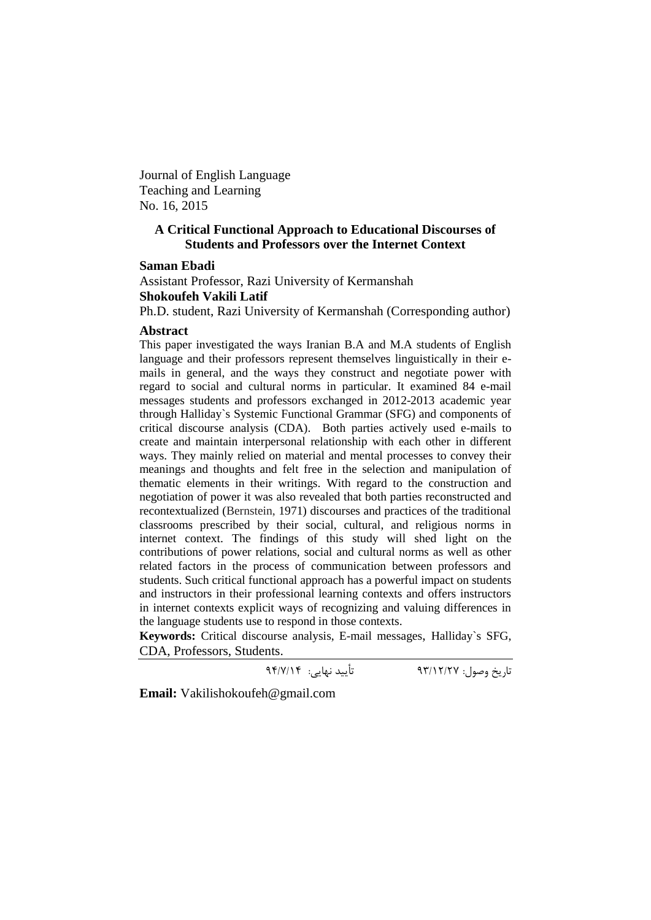Journal of English Language
Teaching and Learning
No. 16, 2015

## A Critical Functional Approach to Educational Discourses of Students and Professors over the Internet Context

**Saman Ebadi**

Assistant Professor, Razi University of Kermanshah

**Shokoufeh Vakili Latif**

Ph.D. student, Razi University of Kermanshah (Corresponding author)

### Abstract

This paper investigated the ways Iranian B.A and M.A students of English language and their professors represent themselves linguistically in their e-mails in general, and the ways they construct and negotiate power with regard to social and cultural norms in particular. It examined 84 e-mail messages students and professors exchanged in 2012-2013 academic year through Halliday`s Systemic Functional Grammar (SFG) and components of critical discourse analysis (CDA). Both parties actively used e-mails to create and maintain interpersonal relationship with each other in different ways. They mainly relied on material and mental processes to convey their meanings and thoughts and felt free in the selection and manipulation of thematic elements in their writings. With regard to the construction and negotiation of power it was also revealed that both parties reconstructed and recontextualized (Bernstein, 1971) discourses and practices of the traditional classrooms prescribed by their social, cultural, and religious norms in internet context. The findings of this study will shed light on the contributions of power relations, social and cultural norms as well as other related factors in the process of communication between professors and students. Such critical functional approach has a powerful impact on students and instructors in their professional learning contexts and offers instructors in internet contexts explicit ways of recognizing and valuing differences in the language students use to respond in those contexts.

**Keywords:** Critical discourse analysis, E-mail messages, Halliday`s SFG, CDA, Professors, Students.

تاریخ وصول: ۹۳/۱۲/۲۷ تأیید نهایی: ۹۴/۷/۱۴

**Email:** Vakilishokoufeh@gmail.com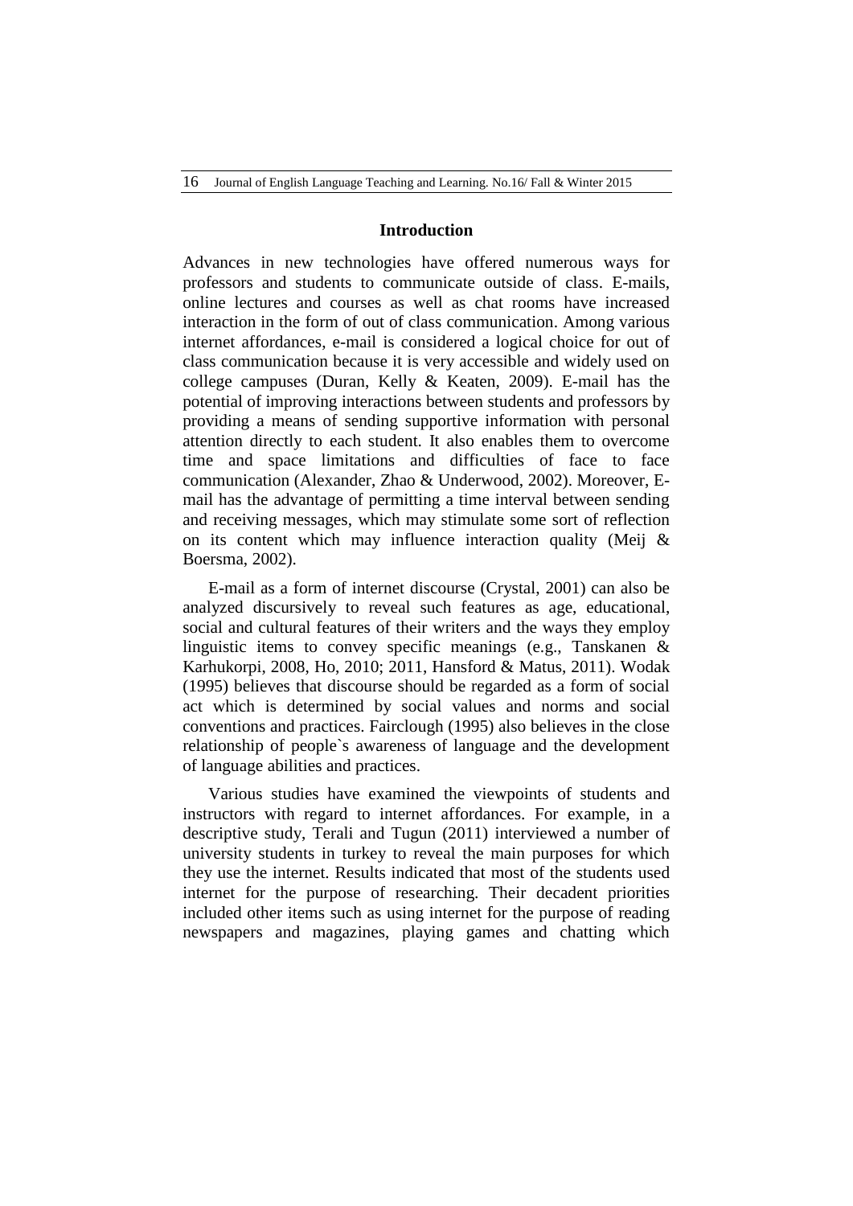## Introduction

Advances in new technologies have offered numerous ways for professors and students to communicate outside of class. E-mails, online lectures and courses as well as chat rooms have increased interaction in the form of out of class communication. Among various internet affordances, e-mail is considered a logical choice for out of class communication because it is very accessible and widely used on college campuses (Duran, Kelly & Keaten, 2009). E-mail has the potential of improving interactions between students and professors by providing a means of sending supportive information with personal attention directly to each student. It also enables them to overcome time and space limitations and difficulties of face to face communication (Alexander, Zhao & Underwood, 2002). Moreover, E-mail has the advantage of permitting a time interval between sending and receiving messages, which may stimulate some sort of reflection on its content which may influence interaction quality (Meij & Boersma, 2002).

E-mail as a form of internet discourse (Crystal, 2001) can also be analyzed discursively to reveal such features as age, educational, social and cultural features of their writers and the ways they employ linguistic items to convey specific meanings (e.g., Tanskanen & Karhukorpi, 2008, Ho, 2010; 2011, Hansford & Matus, 2011). Wodak (1995) believes that discourse should be regarded as a form of social act which is determined by social values and norms and social conventions and practices. Fairclough (1995) also believes in the close relationship of people`s awareness of language and the development of language abilities and practices.

Various studies have examined the viewpoints of students and instructors with regard to internet affordances. For example, in a descriptive study, Terali and Tugun (2011) interviewed a number of university students in turkey to reveal the main purposes for which they use the internet. Results indicated that most of the students used internet for the purpose of researching. Their decadent priorities included other items such as using internet for the purpose of reading newspapers and magazines, playing games and chatting which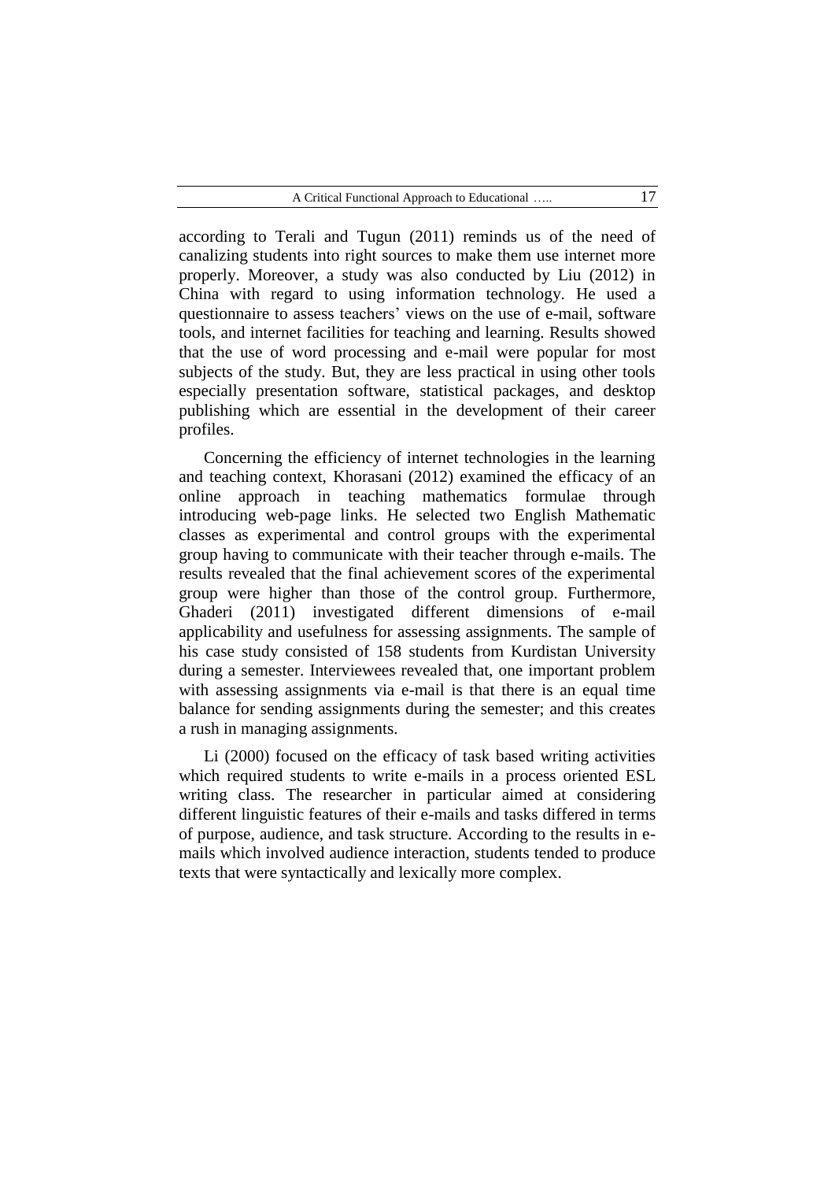according to Terali and Tugun (2011) reminds us of the need of canalizing students into right sources to make them use internet more properly. Moreover, a study was also conducted by Liu (2012) in China with regard to using information technology. He used a questionnaire to assess teachers' views on the use of e-mail, software tools, and internet facilities for teaching and learning. Results showed that the use of word processing and e-mail were popular for most subjects of the study. But, they are less practical in using other tools especially presentation software, statistical packages, and desktop publishing which are essential in the development of their career profiles.

Concerning the efficiency of internet technologies in the learning and teaching context, Khorasani (2012) examined the efficacy of an online approach in teaching mathematics formulae through introducing web-page links. He selected two English Mathematic classes as experimental and control groups with the experimental group having to communicate with their teacher through e-mails. The results revealed that the final achievement scores of the experimental group were higher than those of the control group. Furthermore, Ghaderi (2011) investigated different dimensions of e-mail applicability and usefulness for assessing assignments. The sample of his case study consisted of 158 students from Kurdistan University during a semester. Interviewees revealed that, one important problem with assessing assignments via e-mail is that there is an equal time balance for sending assignments during the semester; and this creates a rush in managing assignments.

Li (2000) focused on the efficacy of task based writing activities which required students to write e-mails in a process oriented ESL writing class. The researcher in particular aimed at considering different linguistic features of their e-mails and tasks differed in terms of purpose, audience, and task structure. According to the results in e-mails which involved audience interaction, students tended to produce texts that were syntactically and lexically more complex.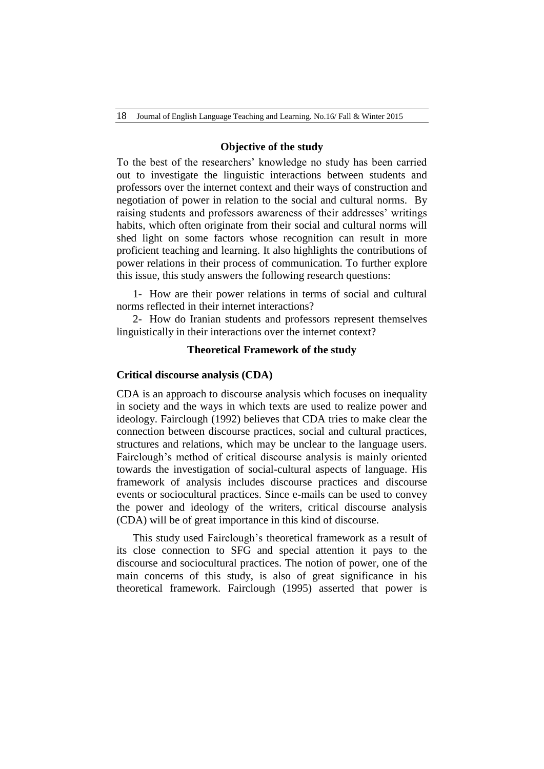### Objective of the study

To the best of the researchers' knowledge no study has been carried out to investigate the linguistic interactions between students and professors over the internet context and their ways of construction and negotiation of power in relation to the social and cultural norms. By raising students and professors awareness of their addresses' writings habits, which often originate from their social and cultural norms will shed light on some factors whose recognition can result in more proficient teaching and learning. It also highlights the contributions of power relations in their process of communication. To further explore this issue, this study answers the following research questions:

1- How are their power relations in terms of social and cultural norms reflected in their internet interactions?

2- How do Iranian students and professors represent themselves linguistically in their interactions over the internet context?

### Theoretical Framework of the study

#### Critical discourse analysis (CDA)

CDA is an approach to discourse analysis which focuses on inequality in society and the ways in which texts are used to realize power and ideology. Fairclough (1992) believes that CDA tries to make clear the connection between discourse practices, social and cultural practices, structures and relations, which may be unclear to the language users. Fairclough's method of critical discourse analysis is mainly oriented towards the investigation of social-cultural aspects of language. His framework of analysis includes discourse practices and discourse events or sociocultural practices. Since e-mails can be used to convey the power and ideology of the writers, critical discourse analysis (CDA) will be of great importance in this kind of discourse.

This study used Fairclough's theoretical framework as a result of its close connection to SFG and special attention it pays to the discourse and sociocultural practices. The notion of power, one of the main concerns of this study, is also of great significance in his theoretical framework. Fairclough (1995) asserted that power is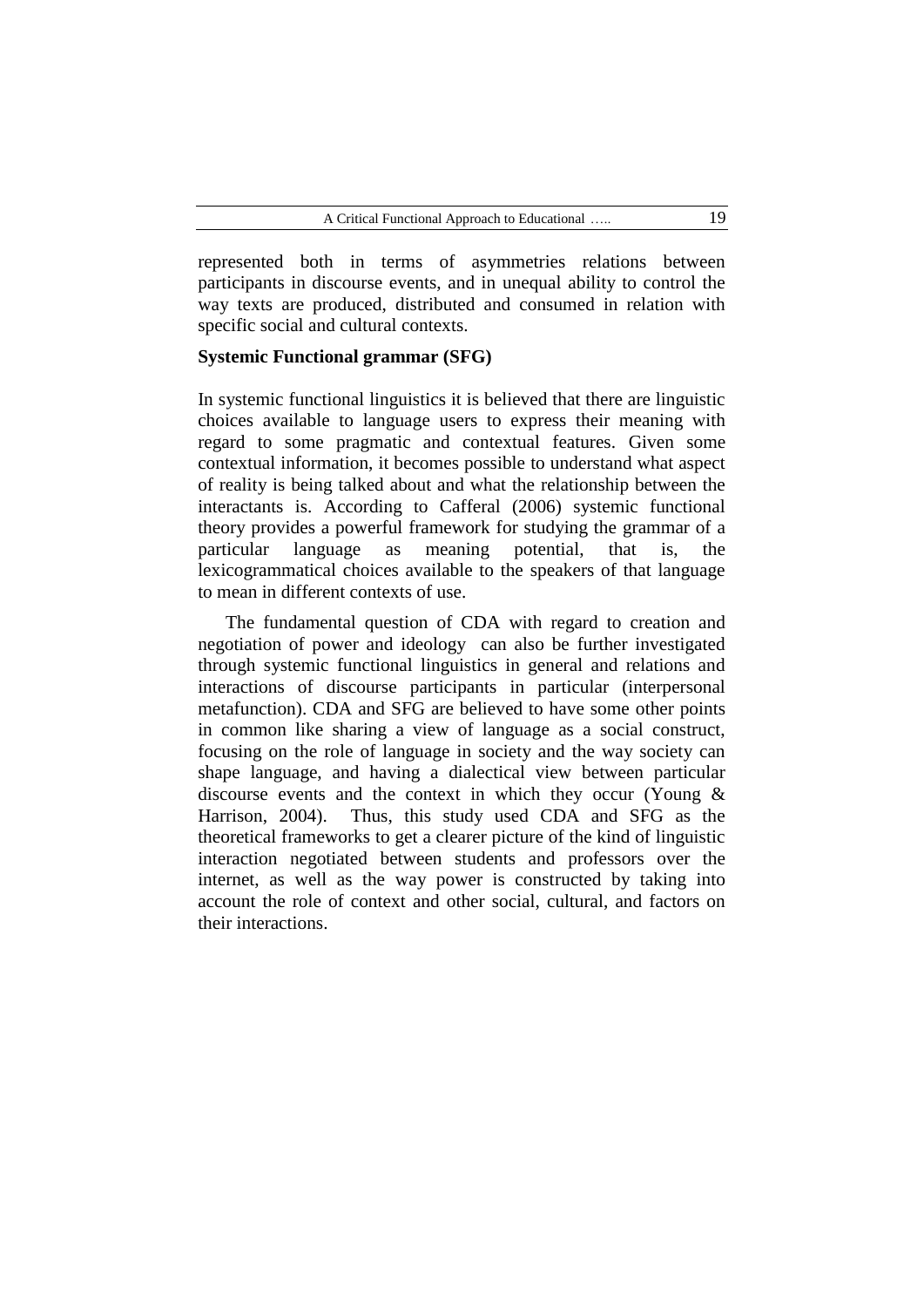represented both in terms of asymmetries relations between participants in discourse events, and in unequal ability to control the way texts are produced, distributed and consumed in relation with specific social and cultural contexts.

### Systemic Functional grammar (SFG)

In systemic functional linguistics it is believed that there are linguistic choices available to language users to express their meaning with regard to some pragmatic and contextual features. Given some contextual information, it becomes possible to understand what aspect of reality is being talked about and what the relationship between the interactants is. According to Cafferal (2006) systemic functional theory provides a powerful framework for studying the grammar of a particular language as meaning potential, that is, the lexicogrammatical choices available to the speakers of that language to mean in different contexts of use.

The fundamental question of CDA with regard to creation and negotiation of power and ideology can also be further investigated through systemic functional linguistics in general and relations and interactions of discourse participants in particular (interpersonal metafunction). CDA and SFG are believed to have some other points in common like sharing a view of language as a social construct, focusing on the role of language in society and the way society can shape language, and having a dialectical view between particular discourse events and the context in which they occur (Young & Harrison, 2004). Thus, this study used CDA and SFG as the theoretical frameworks to get a clearer picture of the kind of linguistic interaction negotiated between students and professors over the internet, as well as the way power is constructed by taking into account the role of context and other social, cultural, and factors on their interactions.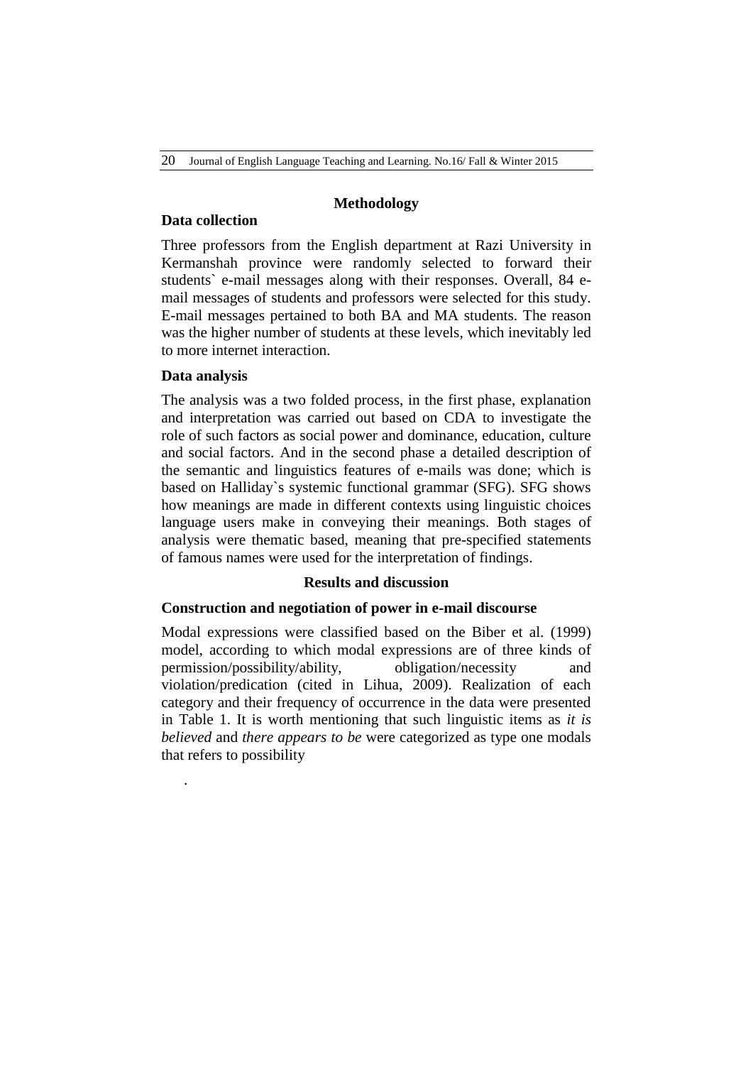## Methodology

### Data collection

Three professors from the English department at Razi University in Kermanshah province were randomly selected to forward their students` e-mail messages along with their responses. Overall, 84 e-mail messages of students and professors were selected for this study. E-mail messages pertained to both BA and MA students. The reason was the higher number of students at these levels, which inevitably led to more internet interaction.

### Data analysis

The analysis was a two folded process, in the first phase, explanation and interpretation was carried out based on CDA to investigate the role of such factors as social power and dominance, education, culture and social factors. And in the second phase a detailed description of the semantic and linguistics features of e-mails was done; which is based on Halliday`s systemic functional grammar (SFG). SFG shows how meanings are made in different contexts using linguistic choices language users make in conveying their meanings. Both stages of analysis were thematic based, meaning that pre-specified statements of famous names were used for the interpretation of findings.

## Results and discussion

### Construction and negotiation of power in e-mail discourse

Modal expressions were classified based on the Biber et al. (1999) model, according to which modal expressions are of three kinds of permission/possibility/ability, obligation/necessity and violation/predication (cited in Lihua, 2009). Realization of each category and their frequency of occurrence in the data were presented in Table 1. It is worth mentioning that such linguistic items as *it is believed* and *there appears to be* were categorized as type one modals that refers to possibility

.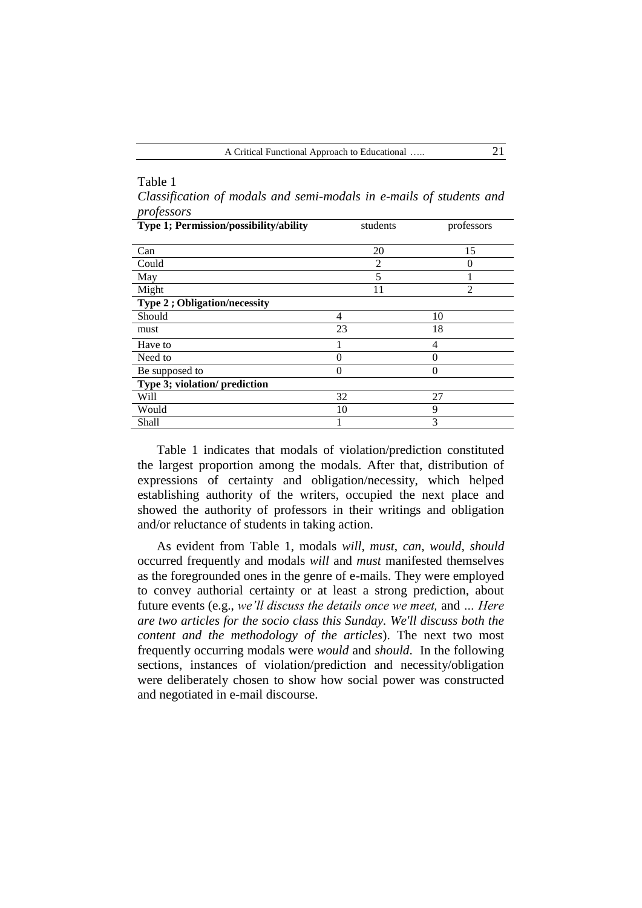Table 1

*Classification of modals and semi-modals in e-mails of students and professors*

| **Type 1; Permission/possibility/ability** | students | professors |
|---|---|---|
| Can | 20 | 15 |
| Could | 2 | 0 |
| May | 5 | 1 |
| Might | 11 | 2 |
| **Type 2 ; Obligation/necessity** | | |
| Should | 4 | 10 |
| must | 23 | 18 |
| Have to | 1 | 4 |
| Need to | 0 | 0 |
| Be supposed to | 0 | 0 |
| **Type 3; violation/ prediction** | | |
| Will | 32 | 27 |
| Would | 10 | 9 |
| Shall | 1 | 3 |

Table 1 indicates that modals of violation/prediction constituted the largest proportion among the modals. After that, distribution of expressions of certainty and obligation/necessity, which helped establishing authority of the writers, occupied the next place and showed the authority of professors in their writings and obligation and/or reluctance of students in taking action.

As evident from Table 1, modals *will*, *must*, *can*, *would*, *should* occurred frequently and modals *will* and *must* manifested themselves as the foregrounded ones in the genre of e-mails. They were employed to convey authorial certainty or at least a strong prediction, about future events (e.g., *we'll discuss the details once we meet,* and *... Here are two articles for the socio class this Sunday. We'll discuss both the content and the methodology of the articles*). The next two most frequently occurring modals were *would* and *should*. In the following sections, instances of violation/prediction and necessity/obligation were deliberately chosen to show how social power was constructed and negotiated in e-mail discourse.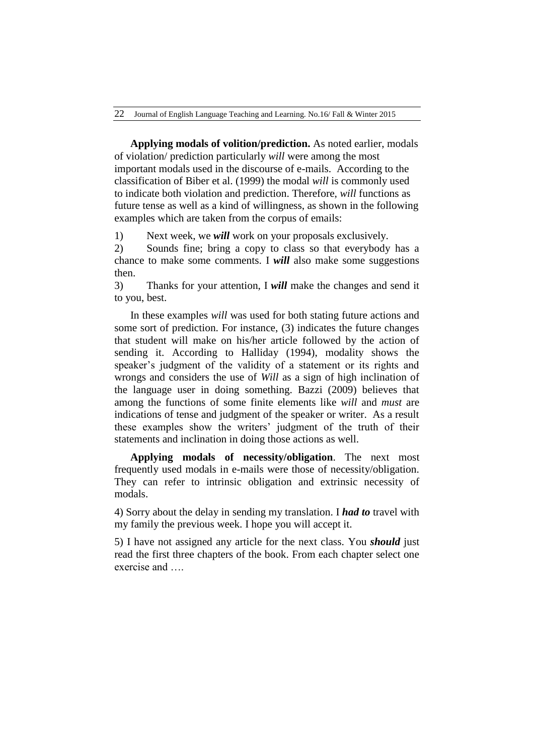**Applying modals of volition/prediction.** As noted earlier, modals of violation/ prediction particularly *will* were among the most important modals used in the discourse of e-mails. According to the classification of Biber et al. (1999) the modal *will* is commonly used to indicate both violation and prediction. Therefore, *will* functions as future tense as well as a kind of willingness, as shown in the following examples which are taken from the corpus of emails:

1) Next week, we ***will*** work on your proposals exclusively.

2) Sounds fine; bring a copy to class so that everybody has a chance to make some comments. I ***will*** also make some suggestions then.

3) Thanks for your attention, I ***will*** make the changes and send it to you, best.

In these examples *will* was used for both stating future actions and some sort of prediction. For instance, (3) indicates the future changes that student will make on his/her article followed by the action of sending it. According to Halliday (1994), modality shows the speaker's judgment of the validity of a statement or its rights and wrongs and considers the use of *Will* as a sign of high inclination of the language user in doing something. Bazzi (2009) believes that among the functions of some finite elements like *will* and *must* are indications of tense and judgment of the speaker or writer. As a result these examples show the writers' judgment of the truth of their statements and inclination in doing those actions as well.

**Applying modals of necessity/obligation**. The next most frequently used modals in e-mails were those of necessity/obligation. They can refer to intrinsic obligation and extrinsic necessity of modals.

4) Sorry about the delay in sending my translation. I ***had to*** travel with my family the previous week. I hope you will accept it.

5) I have not assigned any article for the next class. You ***should*** just read the first three chapters of the book. From each chapter select one exercise and ….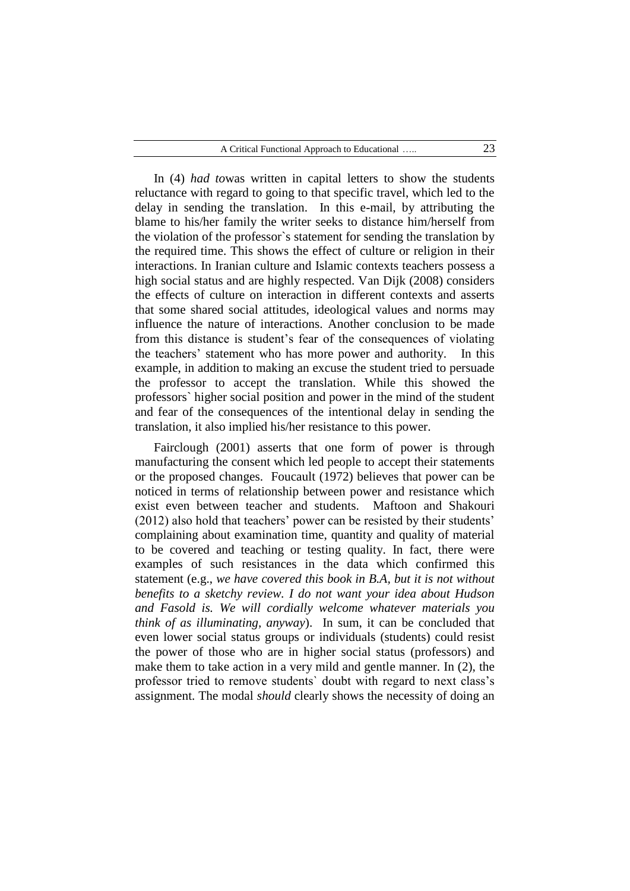In (4) *had to*was written in capital letters to show the students reluctance with regard to going to that specific travel, which led to the delay in sending the translation. In this e-mail, by attributing the blame to his/her family the writer seeks to distance him/herself from the violation of the professor`s statement for sending the translation by the required time. This shows the effect of culture or religion in their interactions. In Iranian culture and Islamic contexts teachers possess a high social status and are highly respected. Van Dijk (2008) considers the effects of culture on interaction in different contexts and asserts that some shared social attitudes, ideological values and norms may influence the nature of interactions. Another conclusion to be made from this distance is student's fear of the consequences of violating the teachers' statement who has more power and authority. In this example, in addition to making an excuse the student tried to persuade the professor to accept the translation. While this showed the professors` higher social position and power in the mind of the student and fear of the consequences of the intentional delay in sending the translation, it also implied his/her resistance to this power.

Fairclough (2001) asserts that one form of power is through manufacturing the consent which led people to accept their statements or the proposed changes. Foucault (1972) believes that power can be noticed in terms of relationship between power and resistance which exist even between teacher and students. Maftoon and Shakouri (2012) also hold that teachers' power can be resisted by their students' complaining about examination time, quantity and quality of material to be covered and teaching or testing quality. In fact, there were examples of such resistances in the data which confirmed this statement (e.g., *we have covered this book in B.A, but it is not without benefits to a sketchy review. I do not want your idea about Hudson and Fasold is. We will cordially welcome whatever materials you think of as illuminating, anyway*). In sum, it can be concluded that even lower social status groups or individuals (students) could resist the power of those who are in higher social status (professors) and make them to take action in a very mild and gentle manner. In (2), the professor tried to remove students` doubt with regard to next class's assignment. The modal *should* clearly shows the necessity of doing an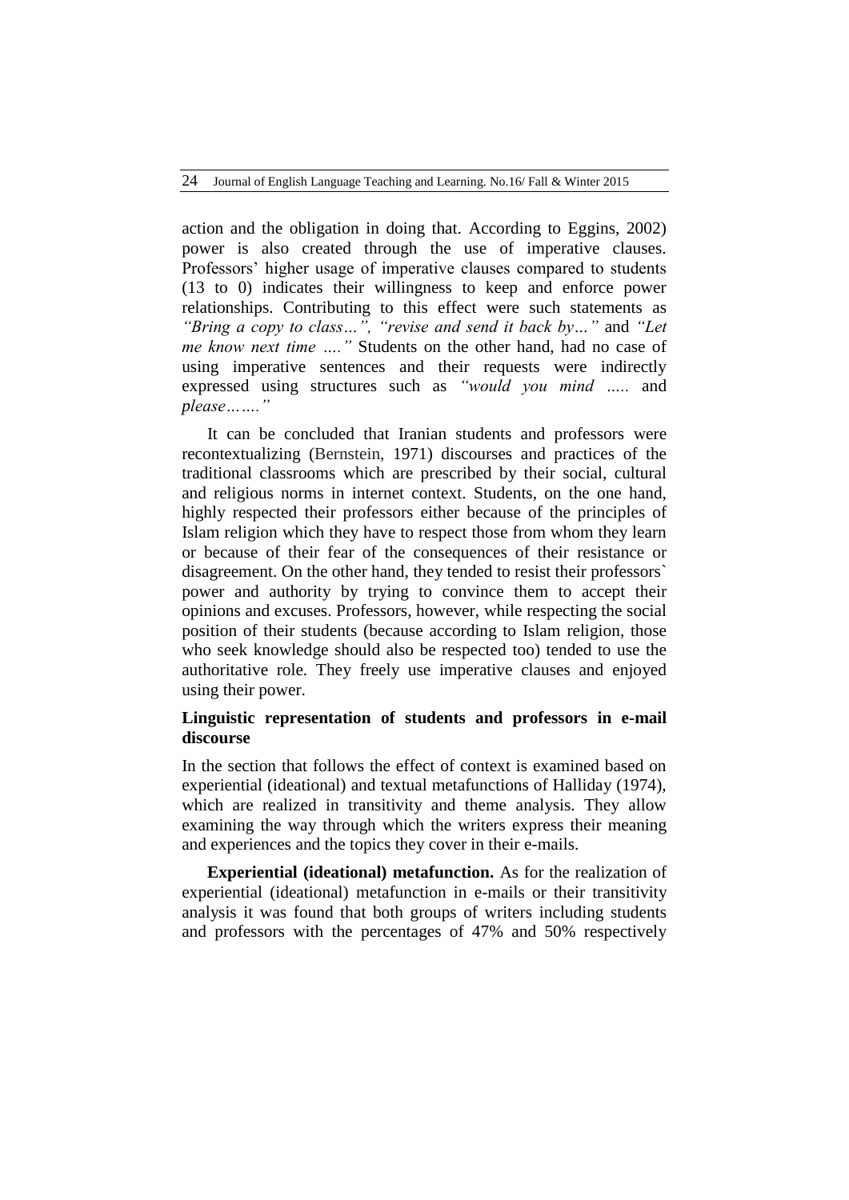action and the obligation in doing that. According to Eggins, 2002) power is also created through the use of imperative clauses. Professors' higher usage of imperative clauses compared to students (13 to 0) indicates their willingness to keep and enforce power relationships. Contributing to this effect were such statements as *"Bring a copy to class…", "revise and send it back by…"* and *"Let me know next time …."* Students on the other hand, had no case of using imperative sentences and their requests were indirectly expressed using structures such as *"would you mind …..* and *please……."*

It can be concluded that Iranian students and professors were recontextualizing (Bernstein, 1971) discourses and practices of the traditional classrooms which are prescribed by their social, cultural and religious norms in internet context. Students, on the one hand, highly respected their professors either because of the principles of Islam religion which they have to respect those from whom they learn or because of their fear of the consequences of their resistance or disagreement. On the other hand, they tended to resist their professors` power and authority by trying to convince them to accept their opinions and excuses. Professors, however, while respecting the social position of their students (because according to Islam religion, those who seek knowledge should also be respected too) tended to use the authoritative role. They freely use imperative clauses and enjoyed using their power.

### Linguistic representation of students and professors in e-mail discourse

In the section that follows the effect of context is examined based on experiential (ideational) and textual metafunctions of Halliday (1974), which are realized in transitivity and theme analysis. They allow examining the way through which the writers express their meaning and experiences and the topics they cover in their e-mails.

**Experiential (ideational) metafunction.** As for the realization of experiential (ideational) metafunction in e-mails or their transitivity analysis it was found that both groups of writers including students and professors with the percentages of 47% and 50% respectively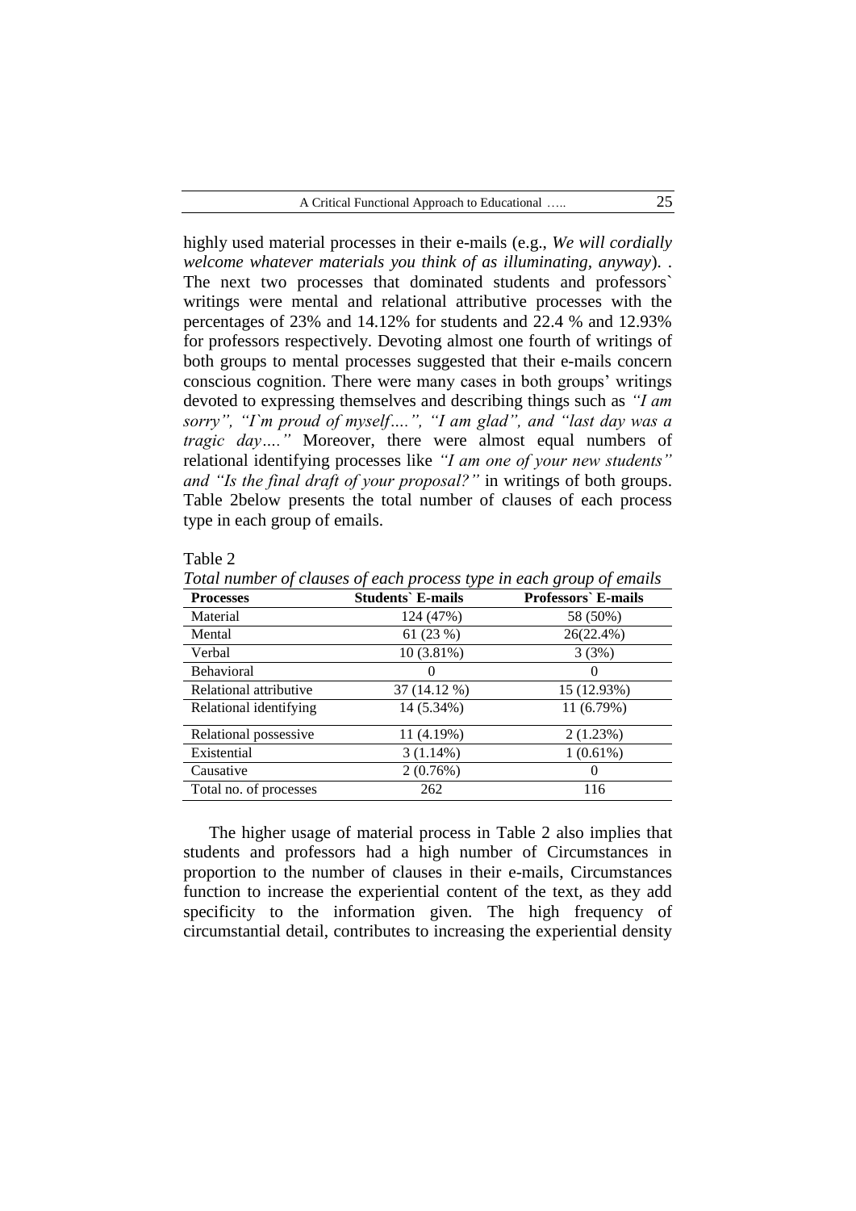highly used material processes in their e-mails (e.g., *We will cordially welcome whatever materials you think of as illuminating, anyway*). . The next two processes that dominated students and professors` writings were mental and relational attributive processes with the percentages of 23% and 14.12% for students and 22.4 % and 12.93% for professors respectively. Devoting almost one fourth of writings of both groups to mental processes suggested that their e-mails concern conscious cognition. There were many cases in both groups' writings devoted to expressing themselves and describing things such as *"I am sorry", "I`m proud of myself….", "I am glad", and "last day was a tragic day…."* Moreover, there were almost equal numbers of relational identifying processes like *"I am one of your new students" and "Is the final draft of your proposal?"* in writings of both groups. Table 2below presents the total number of clauses of each process type in each group of emails.

Table 2

*Total number of clauses of each process type in each group of emails*

| Processes | Students` E-mails | Professors` E-mails |
|---|---|---|
| Material | 124 (47%) | 58 (50%) |
| Mental | 61 (23 %) | 26(22.4%) |
| Verbal | 10 (3.81%) | 3 (3%) |
| Behavioral | 0 | 0 |
| Relational attributive | 37 (14.12 %) | 15 (12.93%) |
| Relational identifying | 14 (5.34%) | 11 (6.79%) |
| Relational possessive | 11 (4.19%) | 2 (1.23%) |
| Existential | 3 (1.14%) | 1 (0.61%) |
| Causative | 2 (0.76%) | 0 |
| Total no. of processes | 262 | 116 |

The higher usage of material process in Table 2 also implies that students and professors had a high number of Circumstances in proportion to the number of clauses in their e-mails, Circumstances function to increase the experiential content of the text, as they add specificity to the information given. The high frequency of circumstantial detail, contributes to increasing the experiential density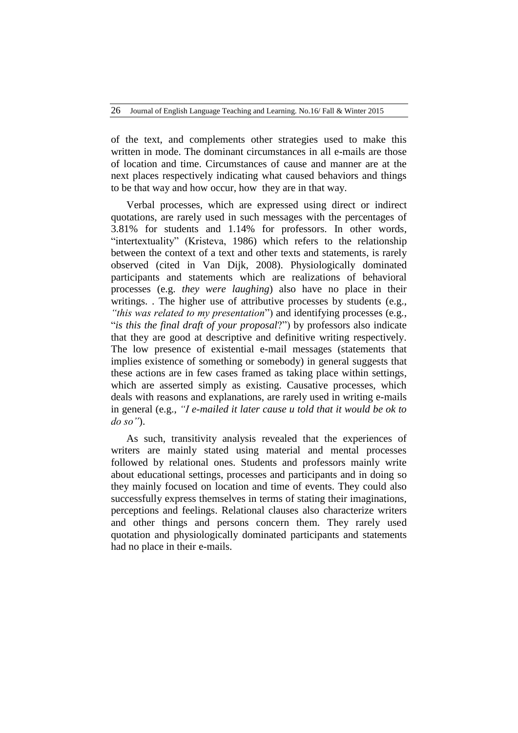of the text, and complements other strategies used to make this written in mode. The dominant circumstances in all e-mails are those of location and time. Circumstances of cause and manner are at the next places respectively indicating what caused behaviors and things to be that way and how occur, how they are in that way.

Verbal processes, which are expressed using direct or indirect quotations, are rarely used in such messages with the percentages of 3.81% for students and 1.14% for professors. In other words, "intertextuality" (Kristeva, 1986) which refers to the relationship between the context of a text and other texts and statements, is rarely observed (cited in Van Dijk, 2008). Physiologically dominated participants and statements which are realizations of behavioral processes (e.g. *they were laughing*) also have no place in their writings. . The higher use of attributive processes by students (e.g., *"this was related to my presentation*") and identifying processes (e.g., "*is this the final draft of your proposal*?") by professors also indicate that they are good at descriptive and definitive writing respectively. The low presence of existential e-mail messages (statements that implies existence of something or somebody) in general suggests that these actions are in few cases framed as taking place within settings, which are asserted simply as existing. Causative processes, which deals with reasons and explanations, are rarely used in writing e-mails in general (e.g., *"I e-mailed it later cause u told that it would be ok to do so"*).

As such, transitivity analysis revealed that the experiences of writers are mainly stated using material and mental processes followed by relational ones. Students and professors mainly write about educational settings, processes and participants and in doing so they mainly focused on location and time of events. They could also successfully express themselves in terms of stating their imaginations, perceptions and feelings. Relational clauses also characterize writers and other things and persons concern them. They rarely used quotation and physiologically dominated participants and statements had no place in their e-mails.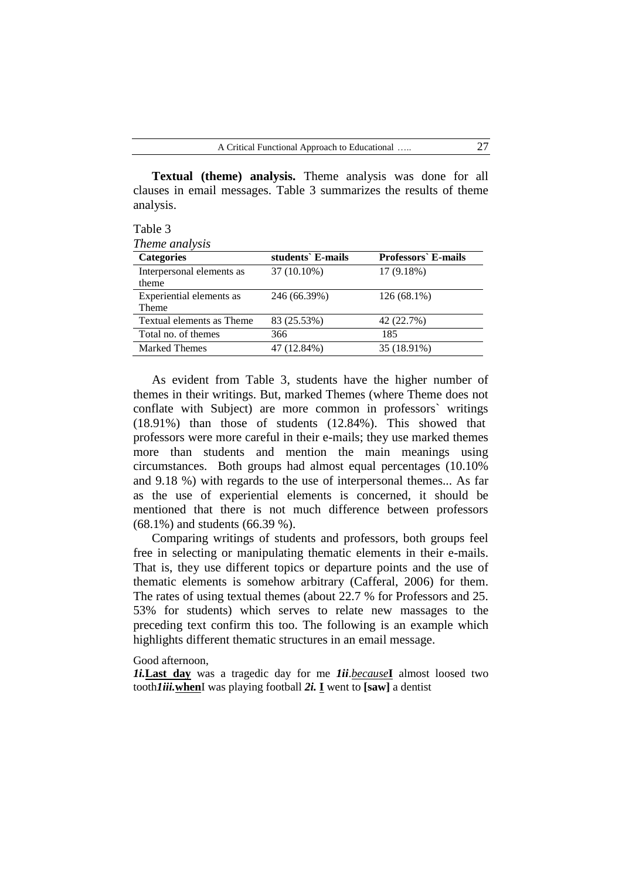**Textual (theme) analysis.** Theme analysis was done for all clauses in email messages. Table 3 summarizes the results of theme analysis.

Table 3
*Theme analysis*

| Categories | students` E-mails | Professors` E-mails |
|---|---|---|
| Interpersonal elements as theme | 37 (10.10%) | 17 (9.18%) |
| Experiential elements as Theme | 246 (66.39%) | 126 (68.1%) |
| Textual elements as Theme | 83 (25.53%) | 42 (22.7%) |
| Total no. of themes | 366 | 185 |
| Marked Themes | 47 (12.84%) | 35 (18.91%) |

As evident from Table 3, students have the higher number of themes in their writings. But, marked Themes (where Theme does not conflate with Subject) are more common in professors` writings (18.91%) than those of students (12.84%). This showed that professors were more careful in their e-mails; they use marked themes more than students and mention the main meanings using circumstances. Both groups had almost equal percentages (10.10% and 9.18 %) with regards to the use of interpersonal themes... As far as the use of experiential elements is concerned, it should be mentioned that there is not much difference between professors (68.1%) and students (66.39 %).

Comparing writings of students and professors, both groups feel free in selecting or manipulating thematic elements in their e-mails. That is, they use different topics or departure points and the use of thematic elements is somehow arbitrary (Cafferal, 2006) for them. The rates of using textual themes (about 22.7 % for Professors and 25. 53% for students) which serves to relate new massages to the preceding text confirm this too. The following is an example which highlights different thematic structures in an email message.

Good afternoon,

***1i.*****Last day** was a tragedic day for me ***1ii****.__because__***I** almost loosed two tooth***1iii.*****when**I was playing football ***2i.*** **I** went to **[saw]** a dentist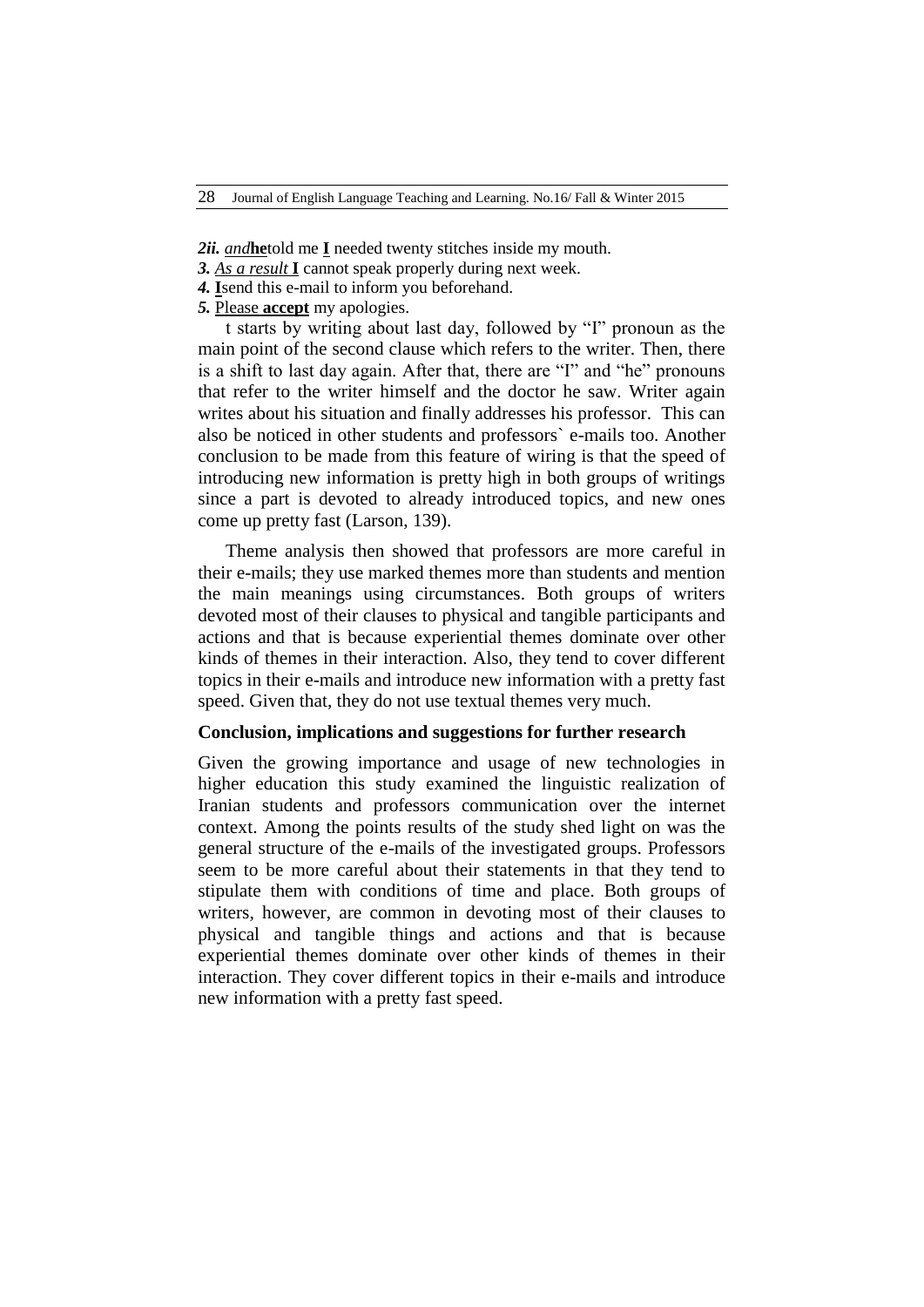***2ii.*** *and* **he** told me **I** needed twenty stitches inside my mouth.

***3.*** *As a result* **I** cannot speak properly during next week.

***4.*** **I** send this e-mail to inform you beforehand.

***5.*** Please **accept** my apologies.

t starts by writing about last day, followed by "I" pronoun as the main point of the second clause which refers to the writer. Then, there is a shift to last day again. After that, there are "I" and "he" pronouns that refer to the writer himself and the doctor he saw. Writer again writes about his situation and finally addresses his professor. This can also be noticed in other students and professors` e-mails too. Another conclusion to be made from this feature of wiring is that the speed of introducing new information is pretty high in both groups of writings since a part is devoted to already introduced topics, and new ones come up pretty fast (Larson, 139).

Theme analysis then showed that professors are more careful in their e-mails; they use marked themes more than students and mention the main meanings using circumstances. Both groups of writers devoted most of their clauses to physical and tangible participants and actions and that is because experiential themes dominate over other kinds of themes in their interaction. Also, they tend to cover different topics in their e-mails and introduce new information with a pretty fast speed. Given that, they do not use textual themes very much.

## Conclusion, implications and suggestions for further research

Given the growing importance and usage of new technologies in higher education this study examined the linguistic realization of Iranian students and professors communication over the internet context. Among the points results of the study shed light on was the general structure of the e-mails of the investigated groups. Professors seem to be more careful about their statements in that they tend to stipulate them with conditions of time and place. Both groups of writers, however, are common in devoting most of their clauses to physical and tangible things and actions and that is because experiential themes dominate over other kinds of themes in their interaction. They cover different topics in their e-mails and introduce new information with a pretty fast speed.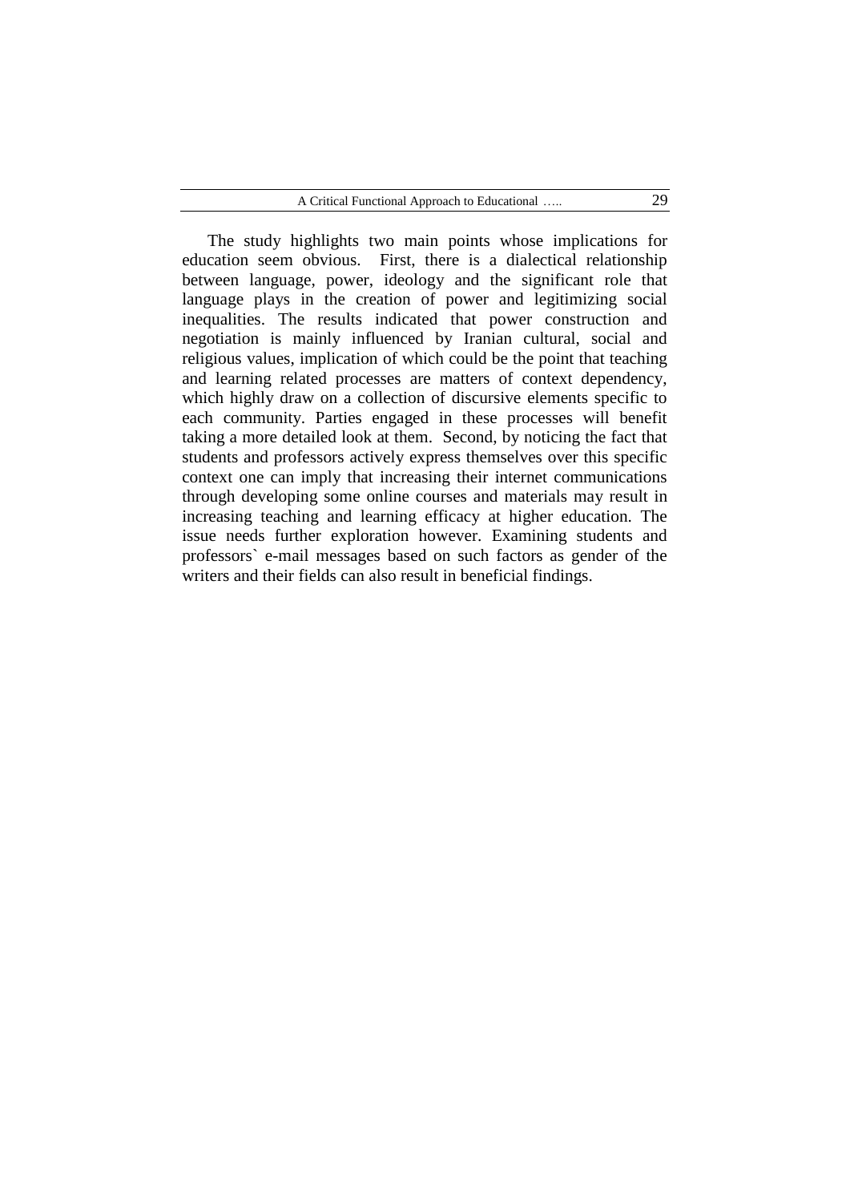The study highlights two main points whose implications for education seem obvious. First, there is a dialectical relationship between language, power, ideology and the significant role that language plays in the creation of power and legitimizing social inequalities. The results indicated that power construction and negotiation is mainly influenced by Iranian cultural, social and religious values, implication of which could be the point that teaching and learning related processes are matters of context dependency, which highly draw on a collection of discursive elements specific to each community. Parties engaged in these processes will benefit taking a more detailed look at them. Second, by noticing the fact that students and professors actively express themselves over this specific context one can imply that increasing their internet communications through developing some online courses and materials may result in increasing teaching and learning efficacy at higher education. The issue needs further exploration however. Examining students and professors` e-mail messages based on such factors as gender of the writers and their fields can also result in beneficial findings.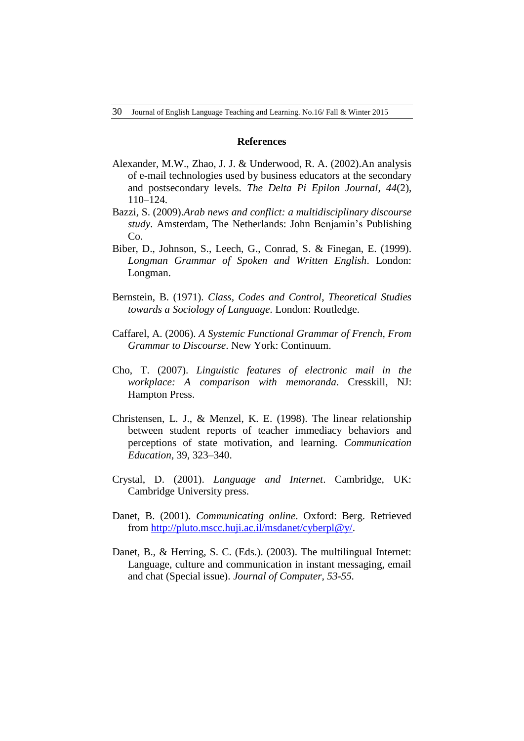## References

Alexander, M.W., Zhao, J. J. & Underwood, R. A. (2002).An analysis of e-mail technologies used by business educators at the secondary and postsecondary levels. *The Delta Pi Epilon Journal*, *44*(2), 110–124.

Bazzi, S. (2009).*Arab news and conflict: a multidisciplinary discourse study*. Amsterdam, The Netherlands: John Benjamin's Publishing Co.

Biber, D., Johnson, S., Leech, G., Conrad, S. & Finegan, E. (1999). *Longman Grammar of Spoken and Written English*. London: Longman.

Bernstein, B. (1971). *Class, Codes and Control, Theoretical Studies towards a Sociology of Language*. London: Routledge.

Caffarel, A. (2006). *A Systemic Functional Grammar of French, From Grammar to Discourse*. New York: Continuum.

Cho, T. (2007). *Linguistic features of electronic mail in the workplace: A comparison with memoranda*. Cresskill, NJ: Hampton Press.

Christensen, L. J., & Menzel, K. E. (1998). The linear relationship between student reports of teacher immediacy behaviors and perceptions of state motivation, and learning. *Communication Education*, 39, 323–340.

Crystal, D. (2001). *Language and Internet*. Cambridge, UK: Cambridge University press.

Danet, B. (2001). *Communicating online*. Oxford: Berg. Retrieved from http://pluto.mscc.huji.ac.il/msdanet/cyberpl@y/.

Danet, B., & Herring, S. C. (Eds.). (2003). The multilingual Internet: Language, culture and communication in instant messaging, email and chat (Special issue). *Journal of Computer, 53-55.*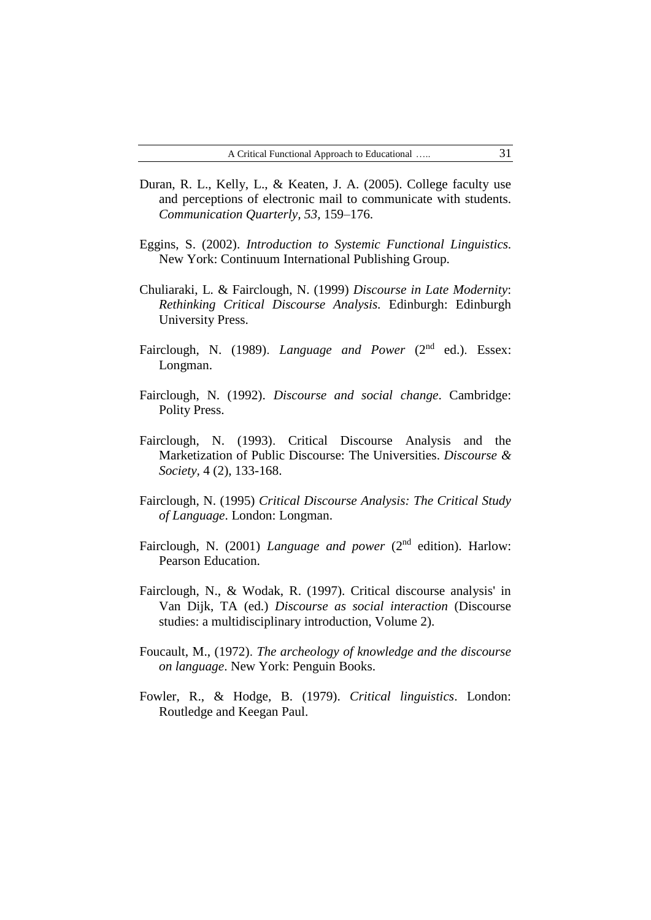Duran, R. L., Kelly, L., & Keaten, J. A. (2005). College faculty use and perceptions of electronic mail to communicate with students. *Communication Quarterly, 53,* 159–176.

Eggins, S. (2002). *Introduction to Systemic Functional Linguistics.* New York: Continuum International Publishing Group.

Chuliaraki, L. & Fairclough, N. (1999) *Discourse in Late Modernity*: *Rethinking Critical Discourse Analysis*. Edinburgh: Edinburgh University Press.

Fairclough, N. (1989). *Language and Power* (2nd ed.). Essex: Longman.

Fairclough, N. (1992). *Discourse and social change*. Cambridge: Polity Press.

Fairclough, N. (1993). Critical Discourse Analysis and the Marketization of Public Discourse: The Universities. *Discourse & Society*, 4 (2), 133-168.

Fairclough, N. (1995) *Critical Discourse Analysis: The Critical Study of Language*. London: Longman.

Fairclough, N. (2001) *Language and power* (2nd edition). Harlow: Pearson Education.

Fairclough, N., & Wodak, R. (1997). Critical discourse analysis' in Van Dijk, TA (ed.) *Discourse as social interaction* (Discourse studies: a multidisciplinary introduction, Volume 2).

Foucault, M., (1972). *The archeology of knowledge and the discourse on language*. New York: Penguin Books.

Fowler, R., & Hodge, B. (1979). *Critical linguistics*. London: Routledge and Keegan Paul.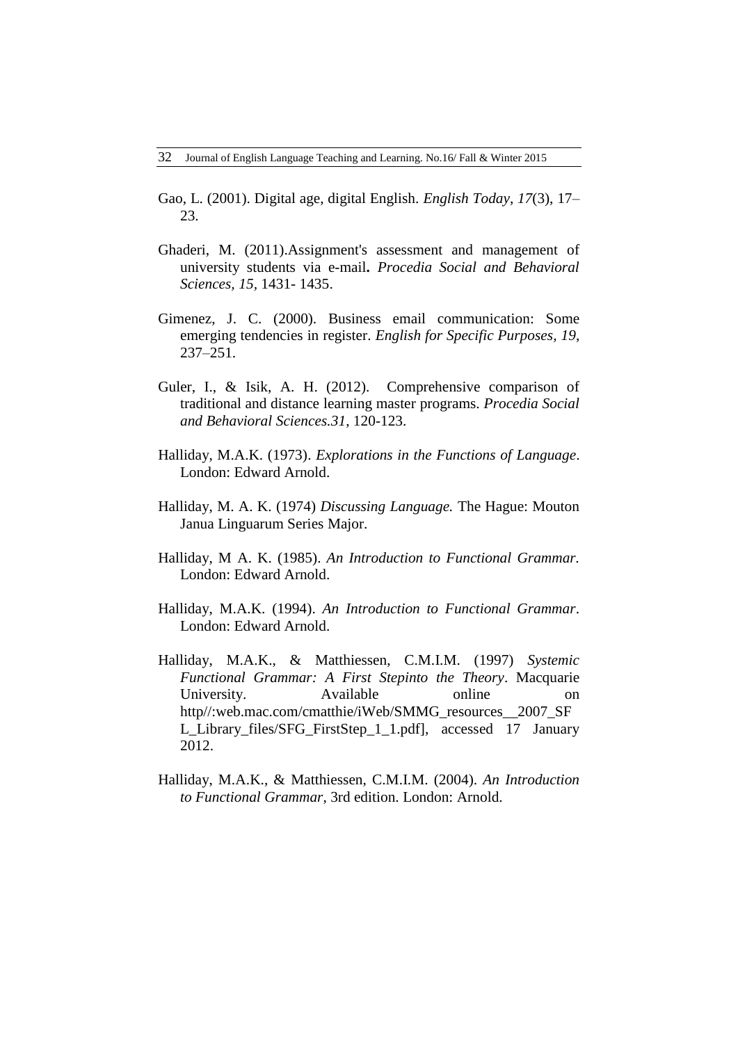Gao, L. (2001). Digital age, digital English. *English Today*, *17*(3), 17–23.

Ghaderi, M. (2011).Assignment's assessment and management of university students via e-mail**.** *Procedia Social and Behavioral Sciences*, *15*, 1431- 1435.

Gimenez, J. C. (2000). Business email communication: Some emerging tendencies in register. *English for Specific Purposes*, *19*, 237–251.

Guler, I., & Isik, A. H. (2012). Comprehensive comparison of traditional and distance learning master programs. *Procedia Social and Behavioral Sciences.31*, 120-123.

Halliday, M.A.K. (1973). *Explorations in the Functions of Language*. London: Edward Arnold.

Halliday, M. A. K. (1974) *Discussing Language.* The Hague: Mouton Janua Linguarum Series Major.

Halliday, M A. K. (1985). *An Introduction to Functional Grammar.* London: Edward Arnold.

Halliday, M.A.K. (1994). *An Introduction to Functional Grammar*. London: Edward Arnold.

Halliday, M.A.K., & Matthiessen, C.M.I.M. (1997) *Systemic Functional Grammar: A First Stepinto the Theory*. Macquarie University. Available online on http//:web.mac.com/cmatthie/iWeb/SMMG_resources__2007_SFL_Library_files/SFG_FirstStep_1_1.pdf], accessed 17 January 2012.

Halliday, M.A.K., & Matthiessen, C.M.I.M. (2004). *An Introduction to Functional Grammar*, 3rd edition. London: Arnold.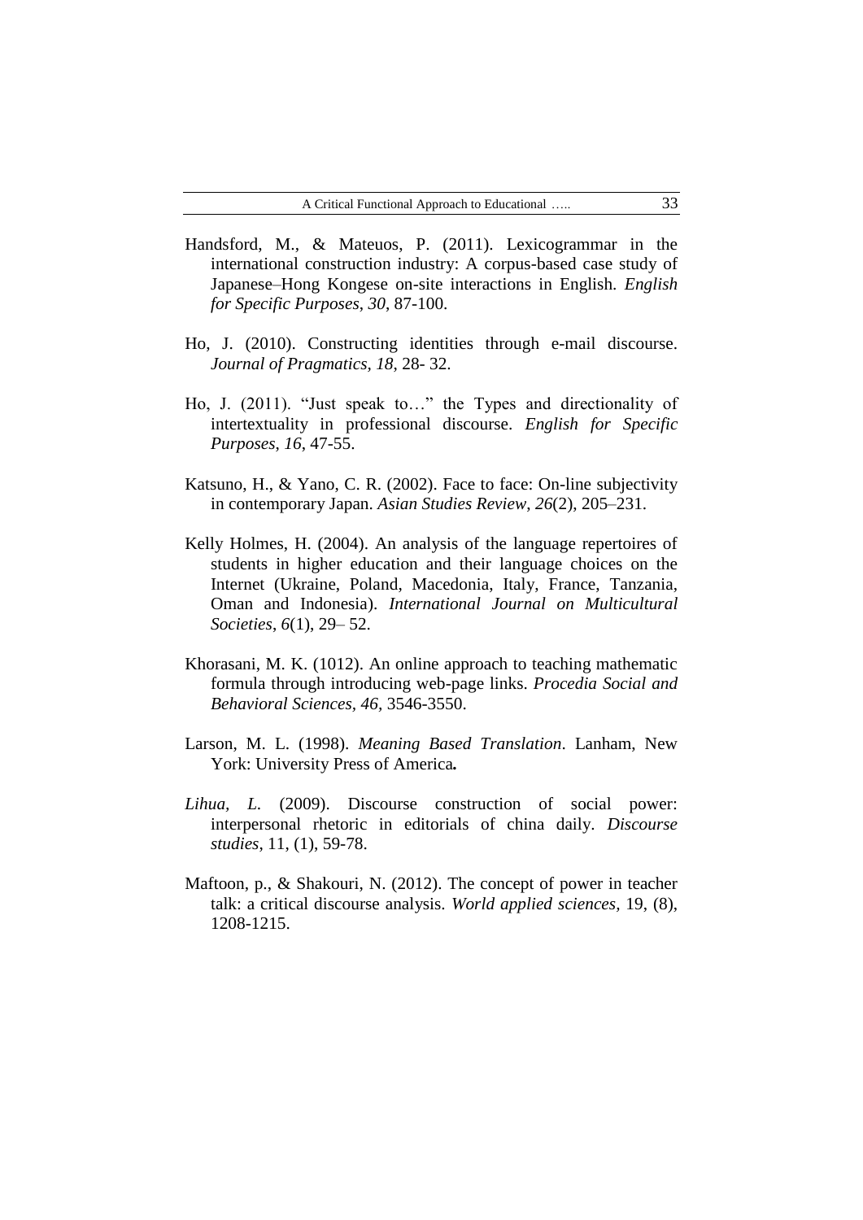Handsford, M., & Mateuos, P. (2011). Lexicogrammar in the international construction industry: A corpus-based case study of Japanese–Hong Kongese on-site interactions in English. *English for Specific Purposes*, *30*, 87-100.

Ho, J. (2010). Constructing identities through e-mail discourse. *Journal of Pragmatics, 18*, 28- 32.

Ho, J. (2011). "Just speak to…" the Types and directionality of intertextuality in professional discourse. *English for Specific Purposes*, *16*, 47-55.

Katsuno, H., & Yano, C. R. (2002). Face to face: On-line subjectivity in contemporary Japan. *Asian Studies Review*, *26*(2), 205–231.

Kelly Holmes, H. (2004). An analysis of the language repertoires of students in higher education and their language choices on the Internet (Ukraine, Poland, Macedonia, Italy, France, Tanzania, Oman and Indonesia). *International Journal on Multicultural Societies*, *6*(1), 29– 52.

Khorasani, M. K. (1012). An online approach to teaching mathematic formula through introducing web-page links. *Procedia Social and Behavioral Sciences, 46*, 3546-3550.

Larson, M. L. (1998). *Meaning Based Translation*. Lanham, New York: University Press of America**.**

*Lihua, L.* (2009). Discourse construction of social power: interpersonal rhetoric in editorials of china daily. *Discourse studies*, 11, (1), 59-78.

Maftoon, p., & Shakouri, N. (2012). The concept of power in teacher talk: a critical discourse analysis. *World applied sciences*, 19, (8), 1208-1215.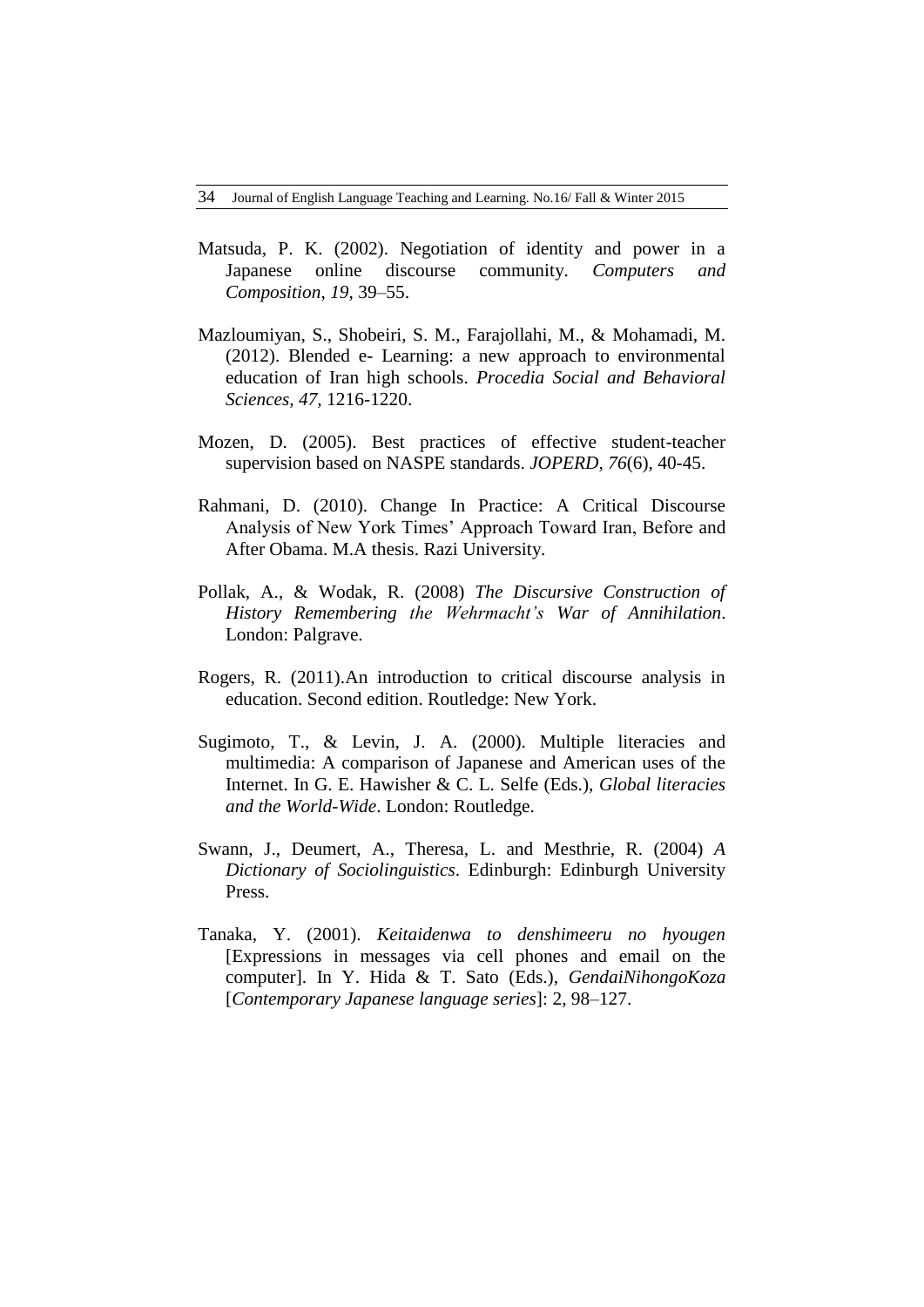Matsuda, P. K. (2002). Negotiation of identity and power in a Japanese online discourse community. *Computers and Composition*, *19*, 39–55.

Mazloumiyan, S., Shobeiri, S. M., Farajollahi, M., & Mohamadi, M. (2012). Blended e- Learning: a new approach to environmental education of Iran high schools. *Procedia Social and Behavioral Sciences*, *47*, 1216-1220.

Mozen, D. (2005). Best practices of effective student-teacher supervision based on NASPE standards. *JOPERD, 76*(6), 40-45.

Rahmani, D. (2010). Change In Practice: A Critical Discourse Analysis of New York Times' Approach Toward Iran, Before and After Obama. M.A thesis. Razi University.

Pollak, A., & Wodak, R. (2008) *The Discursive Construction of History Remembering the Wehrmacht's War of Annihilation*. London: Palgrave.

Rogers, R. (2011).An introduction to critical discourse analysis in education. Second edition. Routledge: New York.

Sugimoto, T., & Levin, J. A. (2000). Multiple literacies and multimedia: A comparison of Japanese and American uses of the Internet. In G. E. Hawisher & C. L. Selfe (Eds.), *Global literacies and the World-Wide*. London: Routledge.

Swann, J., Deumert, A., Theresa, L. and Mesthrie, R. (2004) *A Dictionary of Sociolinguistics*. Edinburgh: Edinburgh University Press.

Tanaka, Y. (2001). *Keitaidenwa to denshimeeru no hyougen* [Expressions in messages via cell phones and email on the computer]. In Y. Hida & T. Sato (Eds.), *GendaiNihongoKoza* [*Contemporary Japanese language series*]: 2, 98–127.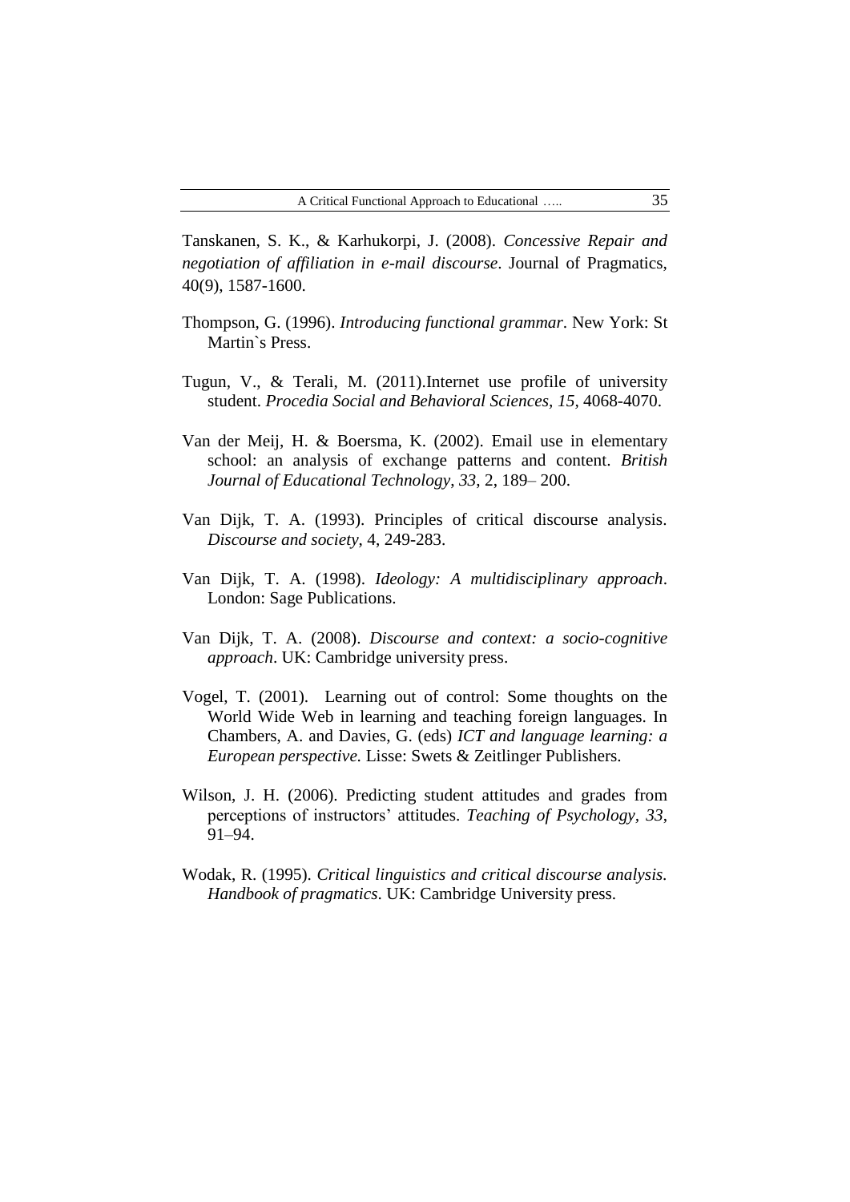Tanskanen, S. K., & Karhukorpi, J. (2008). *Concessive Repair and negotiation of affiliation in e-mail discourse*. Journal of Pragmatics, 40(9), 1587-1600.

Thompson, G. (1996). *Introducing functional grammar*. New York: St Martin`s Press.

Tugun, V., & Terali, M. (2011).Internet use profile of university student. *Procedia Social and Behavioral Sciences, 15,* 4068-4070.

Van der Meij, H. & Boersma, K. (2002). Email use in elementary school: an analysis of exchange patterns and content. *British Journal of Educational Technology*, *33*, 2, 189– 200.

Van Dijk, T. A. (1993). Principles of critical discourse analysis. *Discourse and society*, 4, 249-283.

Van Dijk, T. A. (1998). *Ideology: A multidisciplinary approach*. London: Sage Publications.

Van Dijk, T. A. (2008). *Discourse and context: a socio-cognitive approach*. UK: Cambridge university press.

Vogel, T. (2001). Learning out of control: Some thoughts on the World Wide Web in learning and teaching foreign languages. In Chambers, A. and Davies, G. (eds) *ICT and language learning: a European perspective.* Lisse: Swets & Zeitlinger Publishers.

Wilson, J. H. (2006). Predicting student attitudes and grades from perceptions of instructors' attitudes. *Teaching of Psychology*, *33*, 91–94.

Wodak, R. (1995). *Critical linguistics and critical discourse analysis. Handbook of pragmatics*. UK: Cambridge University press.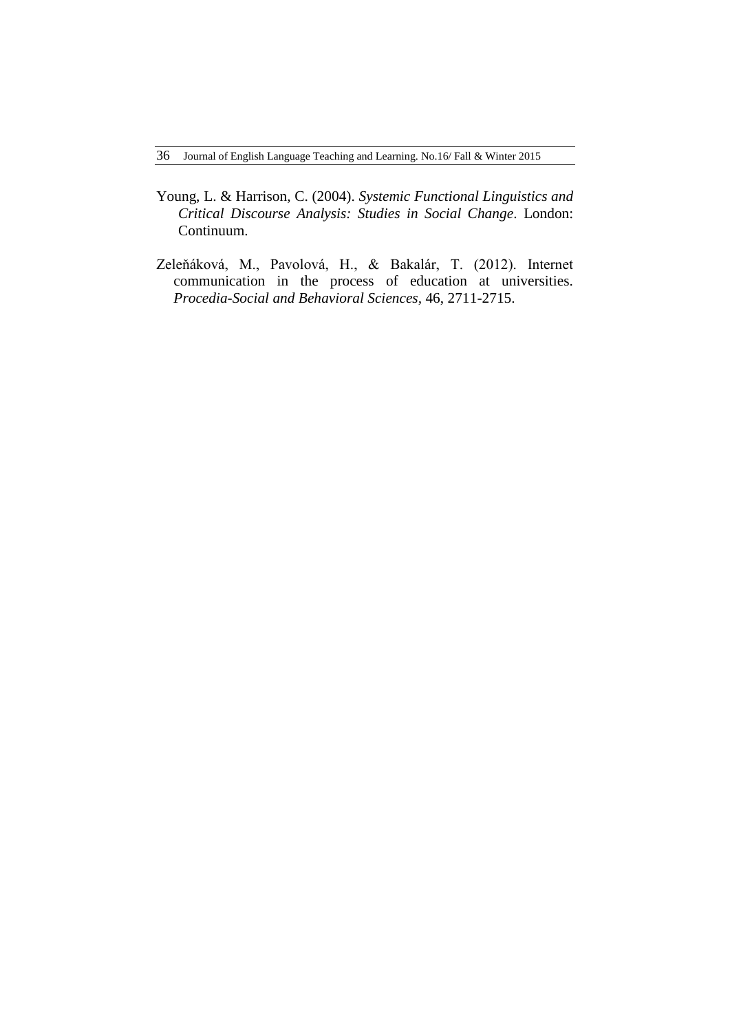Young, L. & Harrison, C. (2004). *Systemic Functional Linguistics and Critical Discourse Analysis: Studies in Social Change*. London: Continuum.

Zeleňáková, M., Pavolová, H., & Bakalár, T. (2012). Internet communication in the process of education at universities. *Procedia-Social and Behavioral Sciences*, 46, 2711-2715.